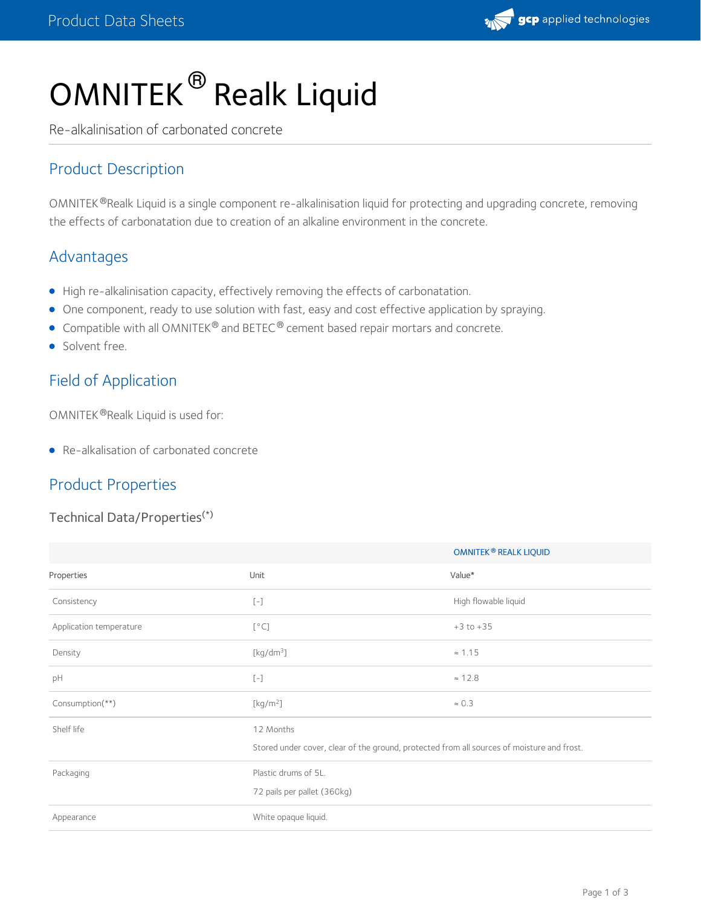# OMNITEK® Realk Liquid

Re-alkalinisation of carbonated concrete

## Product Description

OMNITEK®Realk Liquid is a single component re-alkalinisation liquid for protecting and upgrading concrete, removing the effects of carbonatation due to creation of an alkaline environment in the concrete.

## Advantages

- High re-alkalinisation capacity, effectively removing the effects of carbonatation.
- One component, ready to use solution with fast, easy and cost effective application by spraying.
- Compatible with all OMNITEK® and BETEC® cement based repair mortars and concrete.
- Solvent free.

## Field of Application

OMNITEK®Realk Liquid is used for:

- Re-alkalisation of carbonated concrete

## Product Properties

### Technical Data/Properties(*)

| | | OMNITEK® REALK LIQUID |
|---|---|---|
| Properties | Unit | Value* |
| Consistency | [-] | High flowable liquid |
| Application temperature | [°C] | +3 to +35 |
| Density | [kg/dm$^3$] | ≈ 1.15 |
| pH | [-] | ≈ 12.8 |
| Consumption(**) | [kg/m$^2$] | ≈ 0.3 |
| Shelf life | 12 Months<br>Stored under cover, clear of the ground, protected from all sources of moisture and frost. | |
| Packaging | Plastic drums of 5L.<br>72 pails per pallet (360kg) | |
| Appearance | White opaque liquid. | |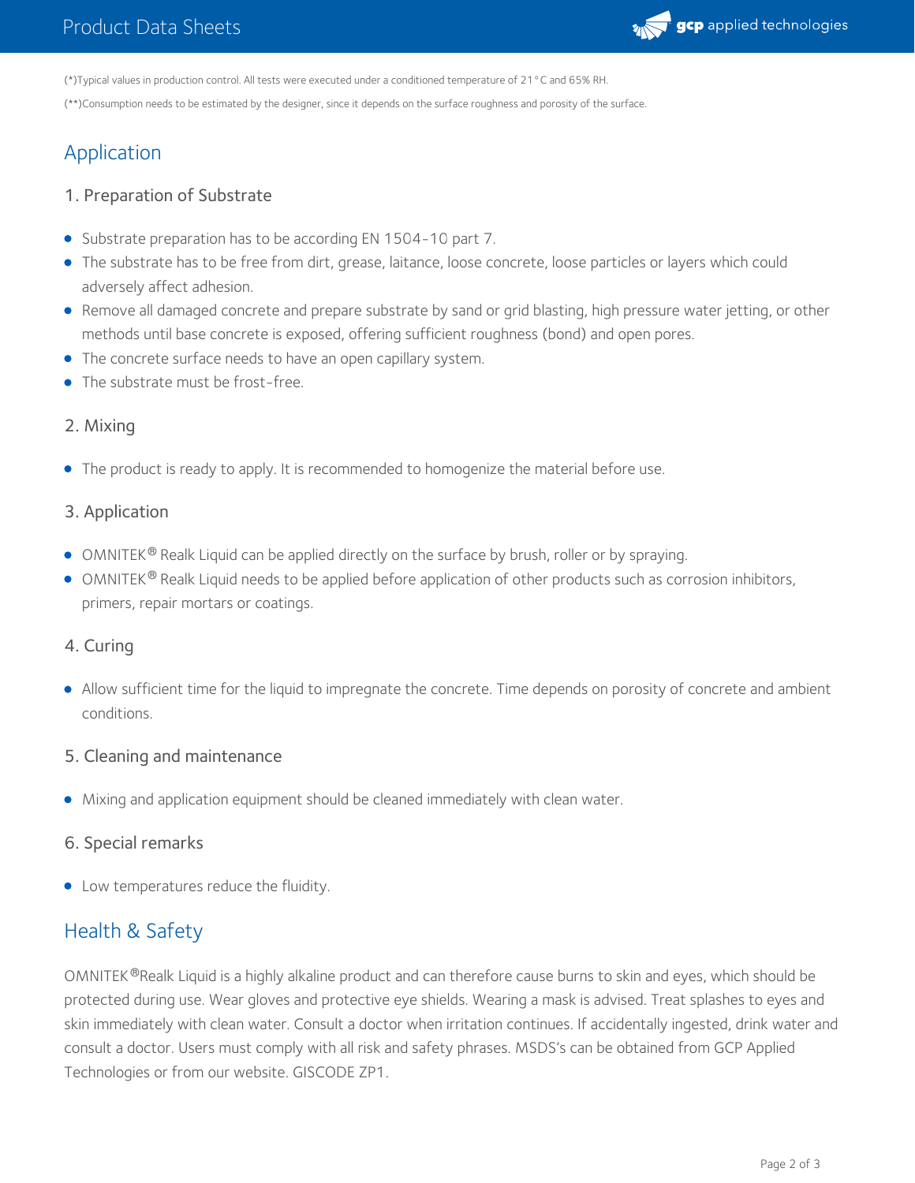(*)Typical values in production control. All tests were executed under a conditioned temperature of 21°C and 65% RH.

(**)Consumption needs to be estimated by the designer, since it depends on the surface roughness and porosity of the surface.

## Application

### 1. Preparation of Substrate

- Substrate preparation has to be according EN 1504-10 part 7.
- The substrate has to be free from dirt, grease, laitance, loose concrete, loose particles or layers which could adversely affect adhesion.
- Remove all damaged concrete and prepare substrate by sand or grid blasting, high pressure water jetting, or other methods until base concrete is exposed, offering sufficient roughness (bond) and open pores.
- The concrete surface needs to have an open capillary system.
- The substrate must be frost-free.

### 2. Mixing

- The product is ready to apply. It is recommended to homogenize the material before use.

### 3. Application

- OMNITEK® Realk Liquid can be applied directly on the surface by brush, roller or by spraying.
- OMNITEK® Realk Liquid needs to be applied before application of other products such as corrosion inhibitors, primers, repair mortars or coatings.

### 4. Curing

- Allow sufficient time for the liquid to impregnate the concrete. Time depends on porosity of concrete and ambient conditions.

### 5. Cleaning and maintenance

- Mixing and application equipment should be cleaned immediately with clean water.

### 6. Special remarks

- Low temperatures reduce the fluidity.

## Health & Safety

OMNITEK®Realk Liquid is a highly alkaline product and can therefore cause burns to skin and eyes, which should be protected during use. Wear gloves and protective eye shields. Wearing a mask is advised. Treat splashes to eyes and skin immediately with clean water. Consult a doctor when irritation continues. If accidentally ingested, drink water and consult a doctor. Users must comply with all risk and safety phrases. MSDS's can be obtained from GCP Applied Technologies or from our website. GISCODE ZP1.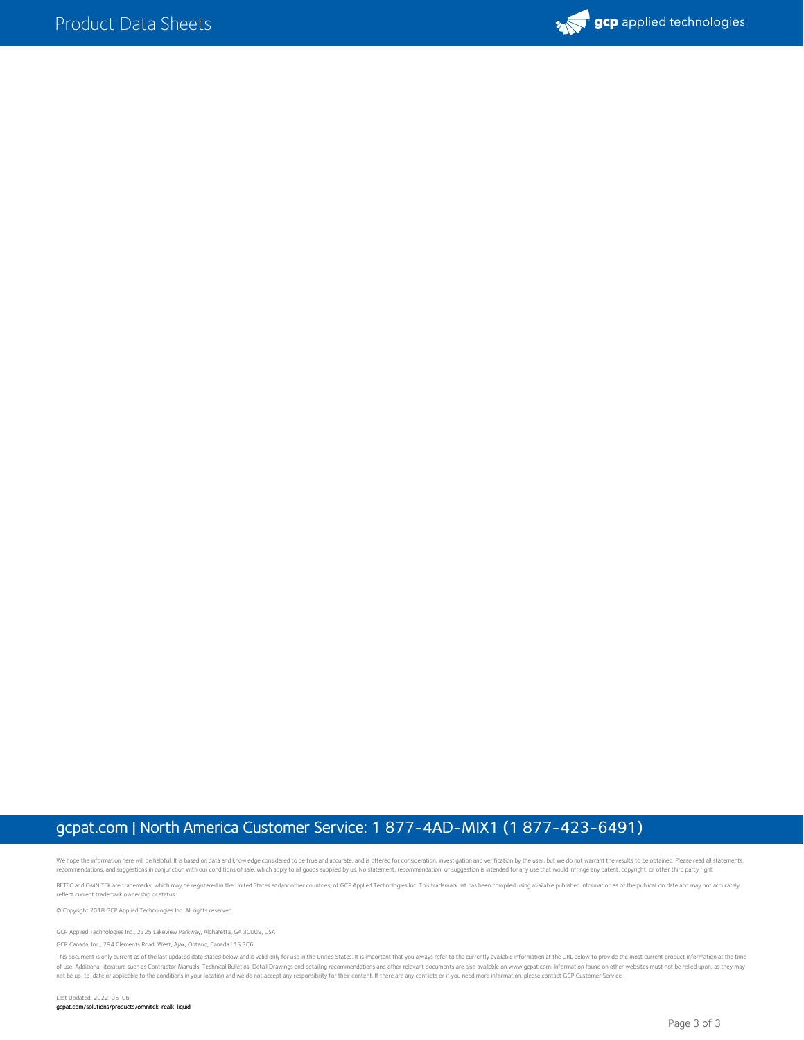gcpat.com | North America Customer Service: 1 877-4AD-MIX1 (1 877-423-6491)

We hope the information here will be helpful. It is based on data and knowledge considered to be true and accurate, and is offered for consideration, investigation and verification by the user, but we do not warrant the results to be obtained. Please read all statements, recommendations, and suggestions in conjunction with our conditions of sale, which apply to all goods supplied by us. No statement, recommendation, or suggestion is intended for any use that would infringe any patent, copyright, or other third party right

BETEC and OMNITEK are trademarks, which may be registered in the United States and/or other countries, of GCP Applied Technologies Inc. This trademark list has been compiled using available published information as of the publication date and may not accurately reflect current trademark ownership or status.

© Copyright 2018 GCP Applied Technologies Inc. All rights reserved.

GCP Applied Technologies Inc., 2325 Lakeview Parkway, Alpharetta, GA 30009, USA

GCP Canada, Inc., 294 Clements Road, West, Ajax, Ontario, Canada L1S 3C6

This document is only current as of the last updated date stated below and is valid only for use in the United States. It is important that you always refer to the currently available information at the URL below to provide the most current product information at the time of use. Additional literature such as Contractor Manuals, Technical Bulletins, Detail Drawings and detailing recommendations and other relevant documents are also available on www.gcpat.com. Information found on other websites must not be relied upon, as they may not be up-to-date or applicable to the conditions in your location and we do not accept any responsibility for their content. If there are any conflicts or if you need more information, please contact GCP Customer Service.

Last Updated: 2022-05-06

gcpat.com/solutions/products/omnitek-realk-liquid